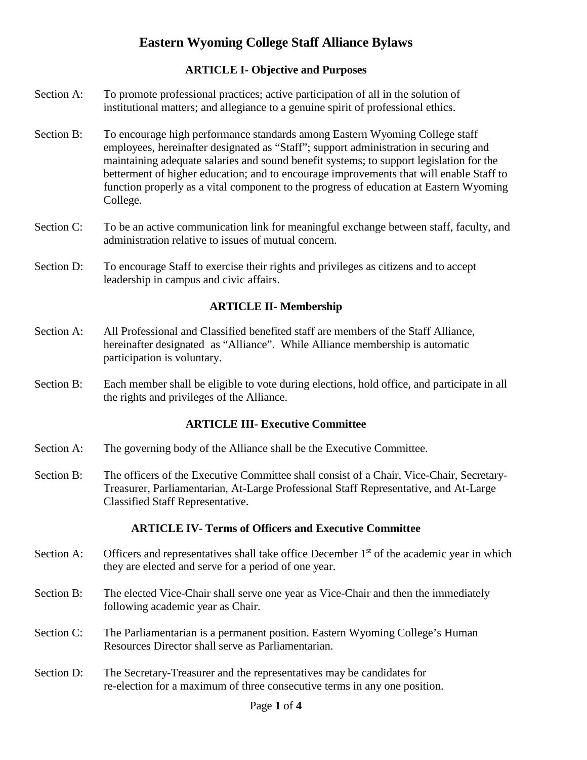# Eastern Wyoming College Staff Alliance Bylaws

## ARTICLE I- Objective and Purposes

Section A: To promote professional practices; active participation of all in the solution of institutional matters; and allegiance to a genuine spirit of professional ethics.

Section B: To encourage high performance standards among Eastern Wyoming College staff employees, hereinafter designated as "Staff"; support administration in securing and maintaining adequate salaries and sound benefit systems; to support legislation for the betterment of higher education; and to encourage improvements that will enable Staff to function properly as a vital component to the progress of education at Eastern Wyoming College.

Section C: To be an active communication link for meaningful exchange between staff, faculty, and administration relative to issues of mutual concern.

Section D: To encourage Staff to exercise their rights and privileges as citizens and to accept leadership in campus and civic affairs.

## ARTICLE II- Membership

Section A: All Professional and Classified benefited staff are members of the Staff Alliance, hereinafter designated as "Alliance". While Alliance membership is automatic participation is voluntary.

Section B: Each member shall be eligible to vote during elections, hold office, and participate in all the rights and privileges of the Alliance.

## ARTICLE III- Executive Committee

Section A: The governing body of the Alliance shall be the Executive Committee.

Section B: The officers of the Executive Committee shall consist of a Chair, Vice-Chair, Secretary-Treasurer, Parliamentarian, At-Large Professional Staff Representative, and At-Large Classified Staff Representative.

## ARTICLE IV- Terms of Officers and Executive Committee

Section A: Officers and representatives shall take office December 1st of the academic year in which they are elected and serve for a period of one year.

Section B: The elected Vice-Chair shall serve one year as Vice-Chair and then the immediately following academic year as Chair.

Section C: The Parliamentarian is a permanent position. Eastern Wyoming College's Human Resources Director shall serve as Parliamentarian.

Section D: The Secretary-Treasurer and the representatives may be candidates for re-election for a maximum of three consecutive terms in any one position.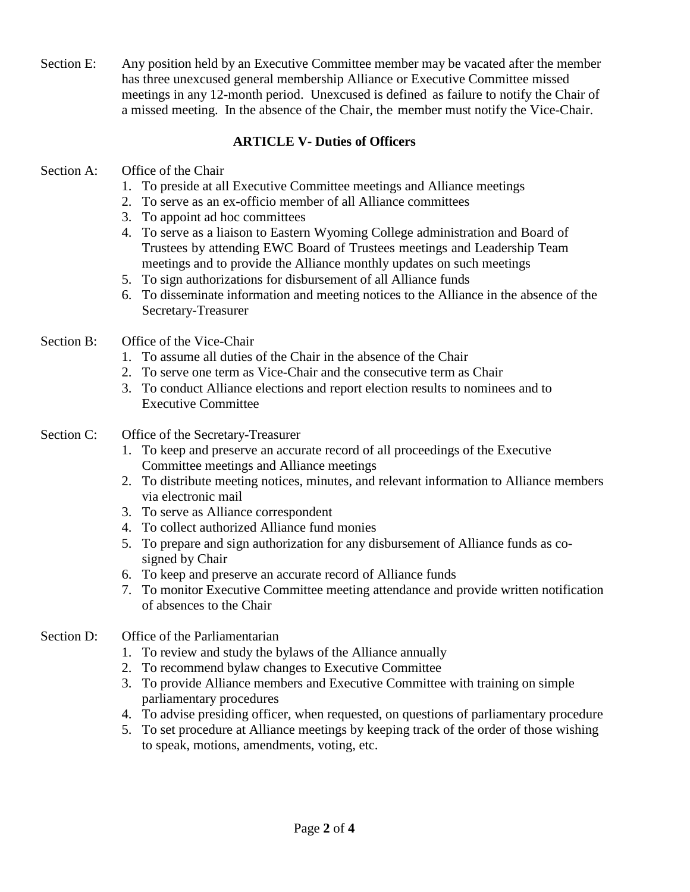Section E: Any position held by an Executive Committee member may be vacated after the member has three unexcused general membership Alliance or Executive Committee missed meetings in any 12-month period. Unexcused is defined as failure to notify the Chair of a missed meeting. In the absence of the Chair, the member must notify the Vice-Chair.

## ARTICLE V- Duties of Officers

Section A: Office of the Chair

1. To preside at all Executive Committee meetings and Alliance meetings
2. To serve as an ex-officio member of all Alliance committees
3. To appoint ad hoc committees
4. To serve as a liaison to Eastern Wyoming College administration and Board of Trustees by attending EWC Board of Trustees meetings and Leadership Team meetings and to provide the Alliance monthly updates on such meetings
5. To sign authorizations for disbursement of all Alliance funds
6. To disseminate information and meeting notices to the Alliance in the absence of the Secretary-Treasurer

Section B: Office of the Vice-Chair

1. To assume all duties of the Chair in the absence of the Chair
2. To serve one term as Vice-Chair and the consecutive term as Chair
3. To conduct Alliance elections and report election results to nominees and to Executive Committee

Section C: Office of the Secretary-Treasurer

1. To keep and preserve an accurate record of all proceedings of the Executive Committee meetings and Alliance meetings
2. To distribute meeting notices, minutes, and relevant information to Alliance members via electronic mail
3. To serve as Alliance correspondent
4. To collect authorized Alliance fund monies
5. To prepare and sign authorization for any disbursement of Alliance funds as co-signed by Chair
6. To keep and preserve an accurate record of Alliance funds
7. To monitor Executive Committee meeting attendance and provide written notification of absences to the Chair

Section D: Office of the Parliamentarian

1. To review and study the bylaws of the Alliance annually
2. To recommend bylaw changes to Executive Committee
3. To provide Alliance members and Executive Committee with training on simple parliamentary procedures
4. To advise presiding officer, when requested, on questions of parliamentary procedure
5. To set procedure at Alliance meetings by keeping track of the order of those wishing to speak, motions, amendments, voting, etc.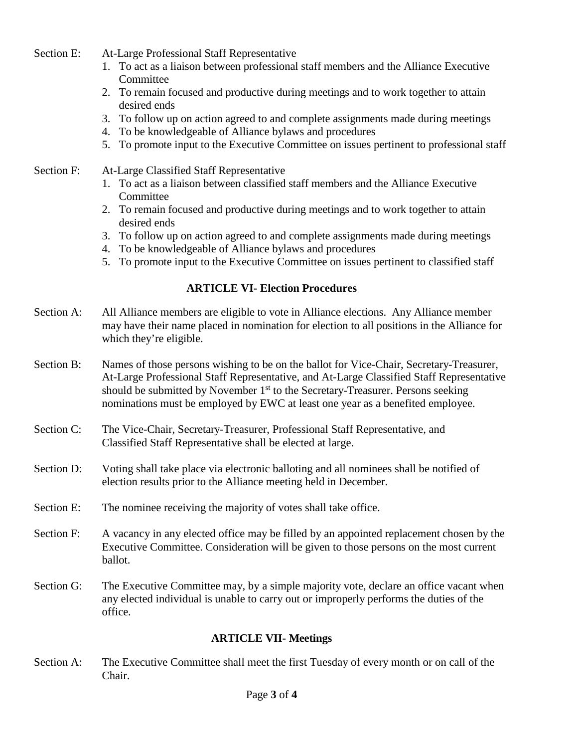Section E: At-Large Professional Staff Representative

1. To act as a liaison between professional staff members and the Alliance Executive Committee
2. To remain focused and productive during meetings and to work together to attain desired ends
3. To follow up on action agreed to and complete assignments made during meetings
4. To be knowledgeable of Alliance bylaws and procedures
5. To promote input to the Executive Committee on issues pertinent to professional staff

Section F: At-Large Classified Staff Representative

1. To act as a liaison between classified staff members and the Alliance Executive Committee
2. To remain focused and productive during meetings and to work together to attain desired ends
3. To follow up on action agreed to and complete assignments made during meetings
4. To be knowledgeable of Alliance bylaws and procedures
5. To promote input to the Executive Committee on issues pertinent to classified staff

## ARTICLE VI- Election Procedures

Section A: All Alliance members are eligible to vote in Alliance elections. Any Alliance member may have their name placed in nomination for election to all positions in the Alliance for which they're eligible.

Section B: Names of those persons wishing to be on the ballot for Vice-Chair, Secretary-Treasurer, At-Large Professional Staff Representative, and At-Large Classified Staff Representative should be submitted by November 1st to the Secretary-Treasurer. Persons seeking nominations must be employed by EWC at least one year as a benefited employee.

Section C: The Vice-Chair, Secretary-Treasurer, Professional Staff Representative, and Classified Staff Representative shall be elected at large.

Section D: Voting shall take place via electronic balloting and all nominees shall be notified of election results prior to the Alliance meeting held in December.

Section E: The nominee receiving the majority of votes shall take office.

Section F: A vacancy in any elected office may be filled by an appointed replacement chosen by the Executive Committee. Consideration will be given to those persons on the most current ballot.

Section G: The Executive Committee may, by a simple majority vote, declare an office vacant when any elected individual is unable to carry out or improperly performs the duties of the office.

## ARTICLE VII- Meetings

Section A: The Executive Committee shall meet the first Tuesday of every month or on call of the Chair.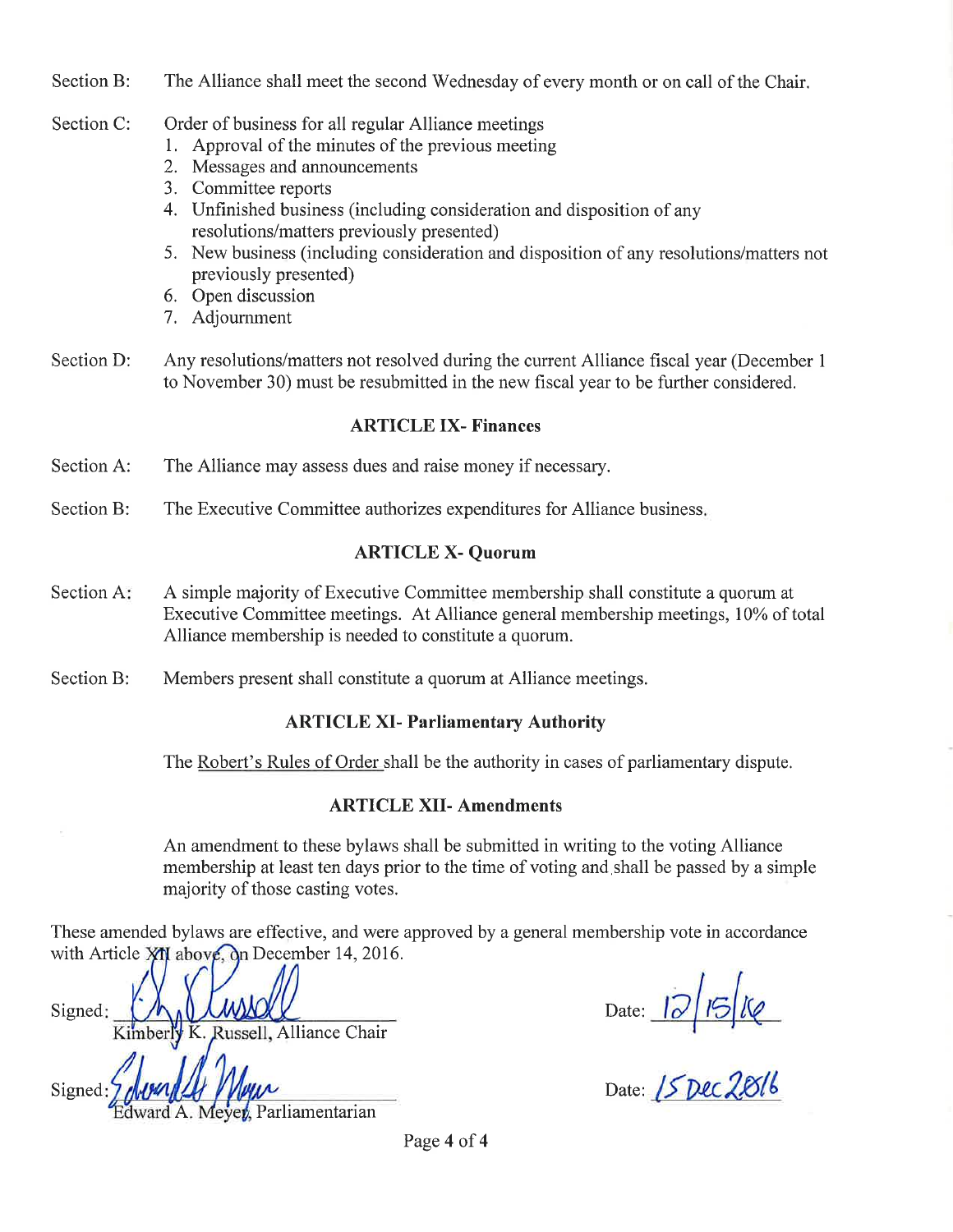Section B: The Alliance shall meet the second Wednesday of every month or on call of the Chair.

Section C: Order of business for all regular Alliance meetings

1. Approval of the minutes of the previous meeting
2. Messages and announcements
3. Committee reports
4. Unfinished business (including consideration and disposition of any resolutions/matters previously presented)
5. New business (including consideration and disposition of any resolutions/matters not previously presented)
6. Open discussion
7. Adjournment

Section D: Any resolutions/matters not resolved during the current Alliance fiscal year (December 1 to November 30) must be resubmitted in the new fiscal year to be further considered.

## ARTICLE IX- Finances

Section A: The Alliance may assess dues and raise money if necessary.

Section B: The Executive Committee authorizes expenditures for Alliance business.

## ARTICLE X- Quorum

Section A: A simple majority of Executive Committee membership shall constitute a quorum at Executive Committee meetings. At Alliance general membership meetings, 10% of total Alliance membership is needed to constitute a quorum.

Section B: Members present shall constitute a quorum at Alliance meetings.

## ARTICLE XI- Parliamentary Authority

The Robert's Rules of Order shall be the authority in cases of parliamentary dispute.

## ARTICLE XII- Amendments

An amendment to these bylaws shall be submitted in writing to the voting Alliance membership at least ten days prior to the time of voting and shall be passed by a simple majority of those casting votes.

These amended bylaws are effective, and were approved by a general membership vote in accordance with Article XII above, on December 14, 2016.

Signed: Kimberly K. Russell, Alliance Chair — Date: 12/15/16

Signed: Edward A. Meyer, Parliamentarian — Date: 15 Dec 2016